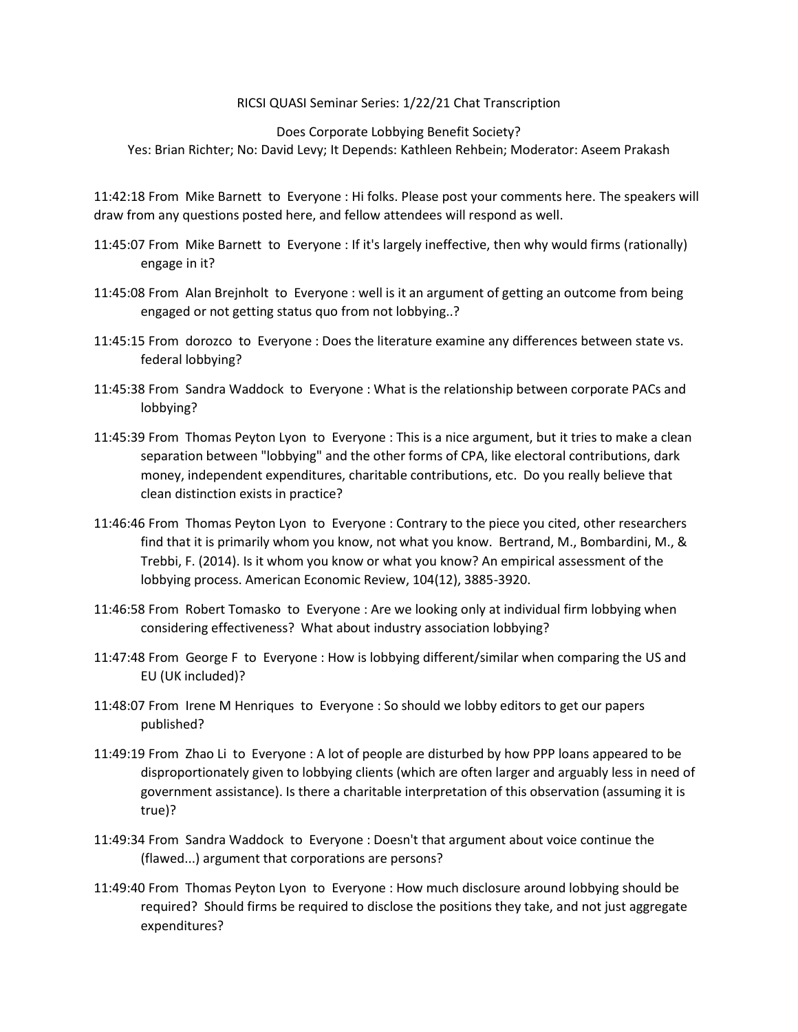RICSI QUASI Seminar Series: 1/22/21 Chat Transcription

Does Corporate Lobbying Benefit Society?
Yes: Brian Richter; No: David Levy; It Depends: Kathleen Rehbein; Moderator: Aseem Prakash

11:42:18 From Mike Barnett to Everyone : Hi folks. Please post your comments here. The speakers will draw from any questions posted here, and fellow attendees will respond as well.

11:45:07 From Mike Barnett to Everyone : If it's largely ineffective, then why would firms (rationally) engage in it?

11:45:08 From Alan Brejnholt to Everyone : well is it an argument of getting an outcome from being engaged or not getting status quo from not lobbying..?

11:45:15 From dorozco to Everyone : Does the literature examine any differences between state vs. federal lobbying?

11:45:38 From Sandra Waddock to Everyone : What is the relationship between corporate PACs and lobbying?

11:45:39 From Thomas Peyton Lyon to Everyone : This is a nice argument, but it tries to make a clean separation between "lobbying" and the other forms of CPA, like electoral contributions, dark money, independent expenditures, charitable contributions, etc. Do you really believe that clean distinction exists in practice?

11:46:46 From Thomas Peyton Lyon to Everyone : Contrary to the piece you cited, other researchers find that it is primarily whom you know, not what you know. Bertrand, M., Bombardini, M., & Trebbi, F. (2014). Is it whom you know or what you know? An empirical assessment of the lobbying process. American Economic Review, 104(12), 3885-3920.

11:46:58 From Robert Tomasko to Everyone : Are we looking only at individual firm lobbying when considering effectiveness? What about industry association lobbying?

11:47:48 From George F to Everyone : How is lobbying different/similar when comparing the US and EU (UK included)?

11:48:07 From Irene M Henriques to Everyone : So should we lobby editors to get our papers published?

11:49:19 From Zhao Li to Everyone : A lot of people are disturbed by how PPP loans appeared to be disproportionately given to lobbying clients (which are often larger and arguably less in need of government assistance). Is there a charitable interpretation of this observation (assuming it is true)?

11:49:34 From Sandra Waddock to Everyone : Doesn't that argument about voice continue the (flawed...) argument that corporations are persons?

11:49:40 From Thomas Peyton Lyon to Everyone : How much disclosure around lobbying should be required? Should firms be required to disclose the positions they take, and not just aggregate expenditures?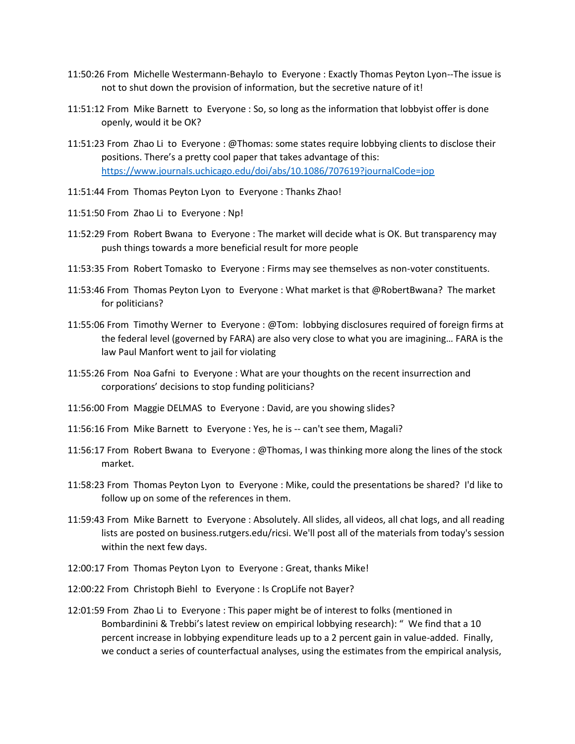11:50:26 From Michelle Westermann-Behaylo to Everyone : Exactly Thomas Peyton Lyon--The issue is not to shut down the provision of information, but the secretive nature of it!

11:51:12 From Mike Barnett to Everyone : So, so long as the information that lobbyist offer is done openly, would it be OK?

11:51:23 From Zhao Li to Everyone : @Thomas: some states require lobbying clients to disclose their positions. There's a pretty cool paper that takes advantage of this: https://www.journals.uchicago.edu/doi/abs/10.1086/707619?journalCode=jop

11:51:44 From Thomas Peyton Lyon to Everyone : Thanks Zhao!

11:51:50 From Zhao Li to Everyone : Np!

11:52:29 From Robert Bwana to Everyone : The market will decide what is OK. But transparency may push things towards a more beneficial result for more people

11:53:35 From Robert Tomasko to Everyone : Firms may see themselves as non-voter constituents.

11:53:46 From Thomas Peyton Lyon to Everyone : What market is that @RobertBwana? The market for politicians?

11:55:06 From Timothy Werner to Everyone : @Tom: lobbying disclosures required of foreign firms at the federal level (governed by FARA) are also very close to what you are imagining… FARA is the law Paul Manfort went to jail for violating

11:55:26 From Noa Gafni to Everyone : What are your thoughts on the recent insurrection and corporations' decisions to stop funding politicians?

11:56:00 From Maggie DELMAS to Everyone : David, are you showing slides?

11:56:16 From Mike Barnett to Everyone : Yes, he is -- can't see them, Magali?

11:56:17 From Robert Bwana to Everyone : @Thomas, I was thinking more along the lines of the stock market.

11:58:23 From Thomas Peyton Lyon to Everyone : Mike, could the presentations be shared? I'd like to follow up on some of the references in them.

11:59:43 From Mike Barnett to Everyone : Absolutely. All slides, all videos, all chat logs, and all reading lists are posted on business.rutgers.edu/ricsi. We'll post all of the materials from today's session within the next few days.

12:00:17 From Thomas Peyton Lyon to Everyone : Great, thanks Mike!

12:00:22 From Christoph Biehl to Everyone : Is CropLife not Bayer?

12:01:59 From Zhao Li to Everyone : This paper might be of interest to folks (mentioned in Bombardinini & Trebbi's latest review on empirical lobbying research): " We find that a 10 percent increase in lobbying expenditure leads up to a 2 percent gain in value-added. Finally, we conduct a series of counterfactual analyses, using the estimates from the empirical analysis,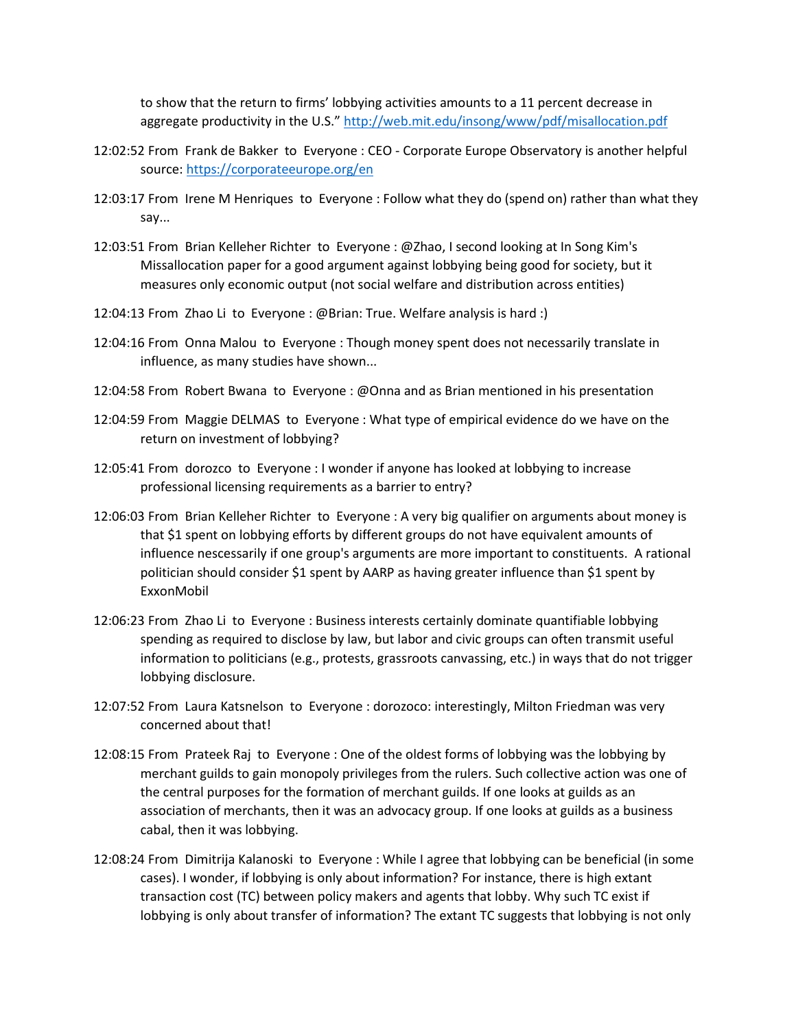to show that the return to firms' lobbying activities amounts to a 11 percent decrease in aggregate productivity in the U.S." http://web.mit.edu/insong/www/pdf/misallocation.pdf

12:02:52 From Frank de Bakker to Everyone : CEO - Corporate Europe Observatory is another helpful source: https://corporateeurope.org/en

12:03:17 From Irene M Henriques to Everyone : Follow what they do (spend on) rather than what they say...

12:03:51 From Brian Kelleher Richter to Everyone : @Zhao, I second looking at In Song Kim's Missallocation paper for a good argument against lobbying being good for society, but it measures only economic output (not social welfare and distribution across entities)

12:04:13 From Zhao Li to Everyone : @Brian: True. Welfare analysis is hard :)

12:04:16 From Onna Malou to Everyone : Though money spent does not necessarily translate in influence, as many studies have shown...

12:04:58 From Robert Bwana to Everyone : @Onna and as Brian mentioned in his presentation

12:04:59 From Maggie DELMAS to Everyone : What type of empirical evidence do we have on the return on investment of lobbying?

12:05:41 From dorozco to Everyone : I wonder if anyone has looked at lobbying to increase professional licensing requirements as a barrier to entry?

12:06:03 From Brian Kelleher Richter to Everyone : A very big qualifier on arguments about money is that $1 spent on lobbying efforts by different groups do not have equivalent amounts of influence nescessarily if one group's arguments are more important to constituents. A rational politician should consider $1 spent by AARP as having greater influence than $1 spent by ExxonMobil

12:06:23 From Zhao Li to Everyone : Business interests certainly dominate quantifiable lobbying spending as required to disclose by law, but labor and civic groups can often transmit useful information to politicians (e.g., protests, grassroots canvassing, etc.) in ways that do not trigger lobbying disclosure.

12:07:52 From Laura Katsnelson to Everyone : dorozoco: interestingly, Milton Friedman was very concerned about that!

12:08:15 From Prateek Raj to Everyone : One of the oldest forms of lobbying was the lobbying by merchant guilds to gain monopoly privileges from the rulers. Such collective action was one of the central purposes for the formation of merchant guilds. If one looks at guilds as an association of merchants, then it was an advocacy group. If one looks at guilds as a business cabal, then it was lobbying.

12:08:24 From Dimitrija Kalanoski to Everyone : While I agree that lobbying can be beneficial (in some cases). I wonder, if lobbying is only about information? For instance, there is high extant transaction cost (TC) between policy makers and agents that lobby. Why such TC exist if lobbying is only about transfer of information? The extant TC suggests that lobbying is not only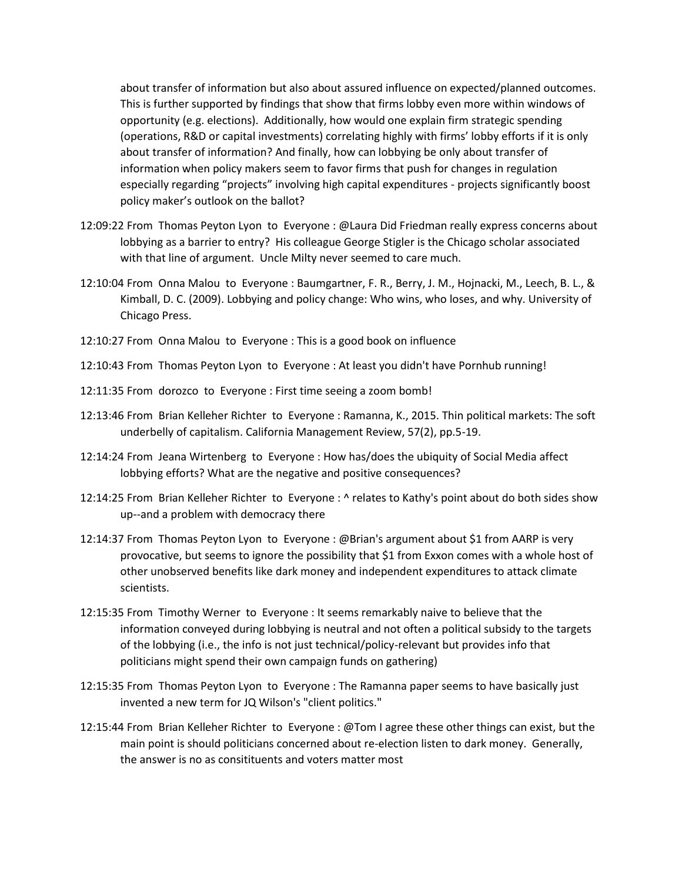about transfer of information but also about assured influence on expected/planned outcomes. This is further supported by findings that show that firms lobby even more within windows of opportunity (e.g. elections). Additionally, how would one explain firm strategic spending (operations, R&D or capital investments) correlating highly with firms' lobby efforts if it is only about transfer of information? And finally, how can lobbying be only about transfer of information when policy makers seem to favor firms that push for changes in regulation especially regarding "projects" involving high capital expenditures - projects significantly boost policy maker's outlook on the ballot?

12:09:22 From Thomas Peyton Lyon to Everyone : @Laura Did Friedman really express concerns about lobbying as a barrier to entry? His colleague George Stigler is the Chicago scholar associated with that line of argument. Uncle Milty never seemed to care much.

12:10:04 From Onna Malou to Everyone : Baumgartner, F. R., Berry, J. M., Hojnacki, M., Leech, B. L., & Kimball, D. C. (2009). Lobbying and policy change: Who wins, who loses, and why. University of Chicago Press.

12:10:27 From Onna Malou to Everyone : This is a good book on influence

12:10:43 From Thomas Peyton Lyon to Everyone : At least you didn't have Pornhub running!

12:11:35 From dorozco to Everyone : First time seeing a zoom bomb!

12:13:46 From Brian Kelleher Richter to Everyone : Ramanna, K., 2015. Thin political markets: The soft underbelly of capitalism. California Management Review, 57(2), pp.5-19.

12:14:24 From Jeana Wirtenberg to Everyone : How has/does the ubiquity of Social Media affect lobbying efforts? What are the negative and positive consequences?

12:14:25 From Brian Kelleher Richter to Everyone : ^ relates to Kathy's point about do both sides show up--and a problem with democracy there

12:14:37 From Thomas Peyton Lyon to Everyone : @Brian's argument about $1 from AARP is very provocative, but seems to ignore the possibility that $1 from Exxon comes with a whole host of other unobserved benefits like dark money and independent expenditures to attack climate scientists.

12:15:35 From Timothy Werner to Everyone : It seems remarkably naive to believe that the information conveyed during lobbying is neutral and not often a political subsidy to the targets of the lobbying (i.e., the info is not just technical/policy-relevant but provides info that politicians might spend their own campaign funds on gathering)

12:15:35 From Thomas Peyton Lyon to Everyone : The Ramanna paper seems to have basically just invented a new term for JQ Wilson's "client politics."

12:15:44 From Brian Kelleher Richter to Everyone : @Tom I agree these other things can exist, but the main point is should politicians concerned about re-election listen to dark money. Generally, the answer is no as consitituents and voters matter most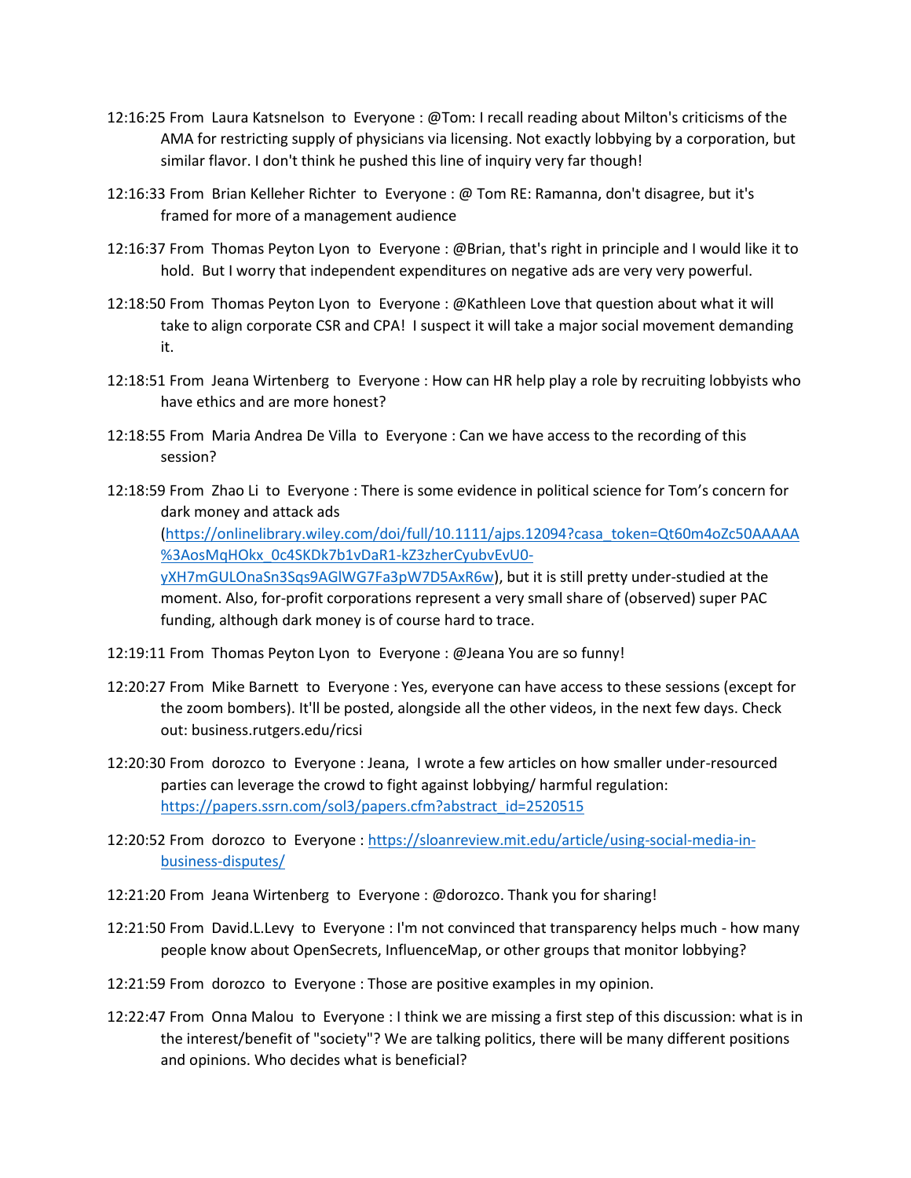12:16:25 From Laura Katsnelson to Everyone : @Tom: I recall reading about Milton's criticisms of the AMA for restricting supply of physicians via licensing. Not exactly lobbying by a corporation, but similar flavor. I don't think he pushed this line of inquiry very far though!

12:16:33 From Brian Kelleher Richter to Everyone : @ Tom RE: Ramanna, don't disagree, but it's framed for more of a management audience

12:16:37 From Thomas Peyton Lyon to Everyone : @Brian, that's right in principle and I would like it to hold. But I worry that independent expenditures on negative ads are very very powerful.

12:18:50 From Thomas Peyton Lyon to Everyone : @Kathleen Love that question about what it will take to align corporate CSR and CPA! I suspect it will take a major social movement demanding it.

12:18:51 From Jeana Wirtenberg to Everyone : How can HR help play a role by recruiting lobbyists who have ethics and are more honest?

12:18:55 From Maria Andrea De Villa to Everyone : Can we have access to the recording of this session?

12:18:59 From Zhao Li to Everyone : There is some evidence in political science for Tom's concern for dark money and attack ads (https://onlinelibrary.wiley.com/doi/full/10.1111/ajps.12094?casa_token=Qt60m4oZc50AAAAA%3AosMqHOkx_0c4SKDk7b1vDaR1-kZ3zherCyubvEvU0-yXH7mGULOnaSn3Sqs9AGlWG7Fa3pW7D5AxR6w), but it is still pretty under-studied at the moment. Also, for-profit corporations represent a very small share of (observed) super PAC funding, although dark money is of course hard to trace.

12:19:11 From Thomas Peyton Lyon to Everyone : @Jeana You are so funny!

12:20:27 From Mike Barnett to Everyone : Yes, everyone can have access to these sessions (except for the zoom bombers). It'll be posted, alongside all the other videos, in the next few days. Check out: business.rutgers.edu/ricsi

12:20:30 From dorozco to Everyone : Jeana, I wrote a few articles on how smaller under-resourced parties can leverage the crowd to fight against lobbying/ harmful regulation: https://papers.ssrn.com/sol3/papers.cfm?abstract_id=2520515

12:20:52 From dorozco to Everyone : https://sloanreview.mit.edu/article/using-social-media-in-business-disputes/

12:21:20 From Jeana Wirtenberg to Everyone : @dorozco. Thank you for sharing!

12:21:50 From David.L.Levy to Everyone : I'm not convinced that transparency helps much - how many people know about OpenSecrets, InfluenceMap, or other groups that monitor lobbying?

12:21:59 From dorozco to Everyone : Those are positive examples in my opinion.

12:22:47 From Onna Malou to Everyone : I think we are missing a first step of this discussion: what is in the interest/benefit of "society"? We are talking politics, there will be many different positions and opinions. Who decides what is beneficial?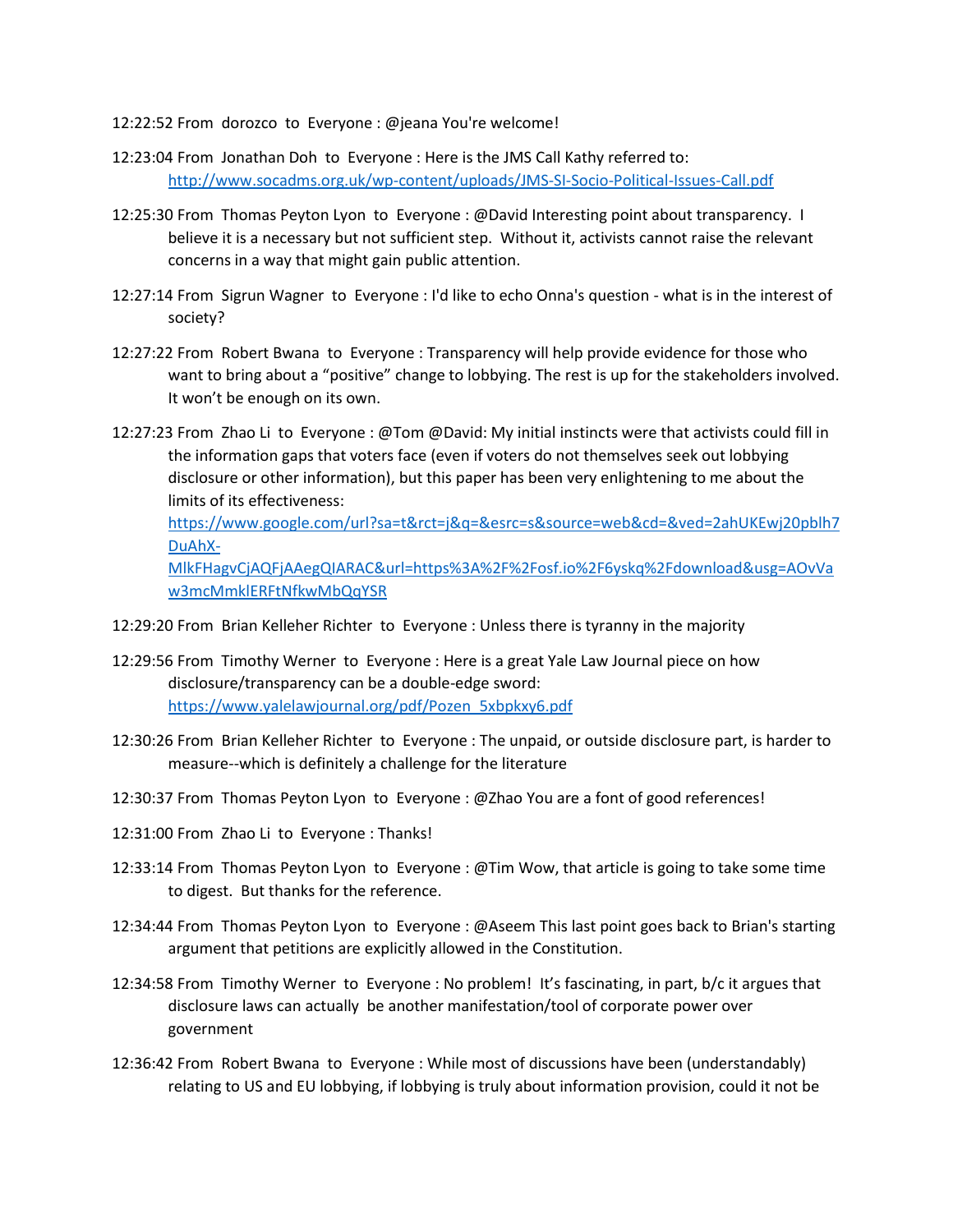12:22:52 From dorozco to Everyone : @jeana You're welcome!

12:23:04 From Jonathan Doh to Everyone : Here is the JMS Call Kathy referred to: http://www.socadms.org.uk/wp-content/uploads/JMS-SI-Socio-Political-Issues-Call.pdf

12:25:30 From Thomas Peyton Lyon to Everyone : @David Interesting point about transparency. I believe it is a necessary but not sufficient step. Without it, activists cannot raise the relevant concerns in a way that might gain public attention.

12:27:14 From Sigrun Wagner to Everyone : I'd like to echo Onna's question - what is in the interest of society?

12:27:22 From Robert Bwana to Everyone : Transparency will help provide evidence for those who want to bring about a "positive" change to lobbying. The rest is up for the stakeholders involved. It won't be enough on its own.

12:27:23 From Zhao Li to Everyone : @Tom @David: My initial instincts were that activists could fill in the information gaps that voters face (even if voters do not themselves seek out lobbying disclosure or other information), but this paper has been very enlightening to me about the limits of its effectiveness: https://www.google.com/url?sa=t&rct=j&q=&esrc=s&source=web&cd=&ved=2ahUKEwj20pblh7DuAhX-MlkFHagvCjAQFjAAegQIARAC&url=https%3A%2F%2Fosf.io%2F6yskq%2Fdownload&usg=AOvVaw3mcMmklERFtNfkwMbQqYSR

12:29:20 From Brian Kelleher Richter to Everyone : Unless there is tyranny in the majority

12:29:56 From Timothy Werner to Everyone : Here is a great Yale Law Journal piece on how disclosure/transparency can be a double-edge sword: https://www.yalelawjournal.org/pdf/Pozen_5xbpkxy6.pdf

12:30:26 From Brian Kelleher Richter to Everyone : The unpaid, or outside disclosure part, is harder to measure--which is definitely a challenge for the literature

12:30:37 From Thomas Peyton Lyon to Everyone : @Zhao You are a font of good references!

12:31:00 From Zhao Li to Everyone : Thanks!

12:33:14 From Thomas Peyton Lyon to Everyone : @Tim Wow, that article is going to take some time to digest. But thanks for the reference.

12:34:44 From Thomas Peyton Lyon to Everyone : @Aseem This last point goes back to Brian's starting argument that petitions are explicitly allowed in the Constitution.

12:34:58 From Timothy Werner to Everyone : No problem! It's fascinating, in part, b/c it argues that disclosure laws can actually be another manifestation/tool of corporate power over government

12:36:42 From Robert Bwana to Everyone : While most of discussions have been (understandably) relating to US and EU lobbying, if lobbying is truly about information provision, could it not be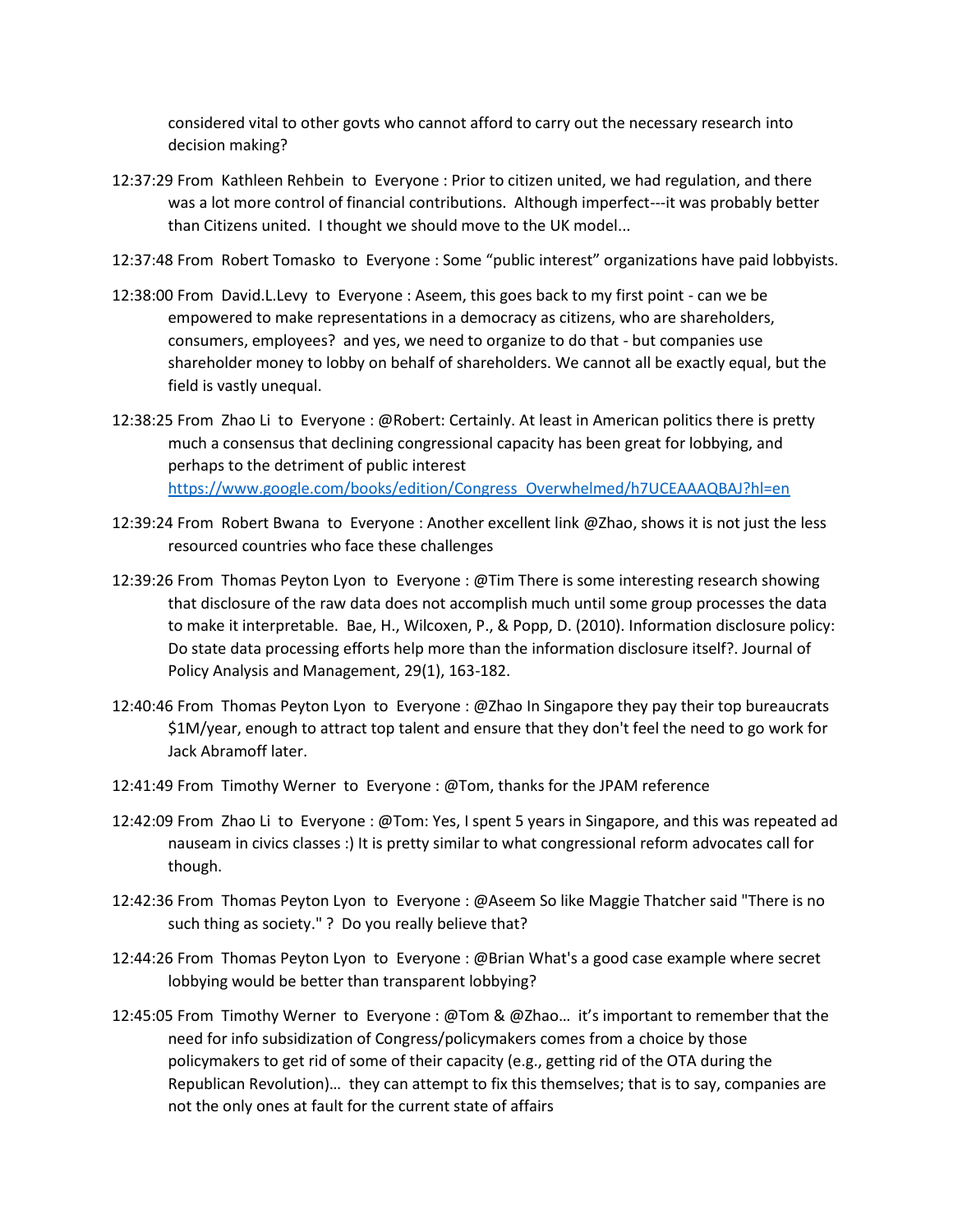considered vital to other govts who cannot afford to carry out the necessary research into decision making?

12:37:29 From Kathleen Rehbein to Everyone : Prior to citizen united, we had regulation, and there was a lot more control of financial contributions. Although imperfect---it was probably better than Citizens united. I thought we should move to the UK model...

12:37:48 From Robert Tomasko to Everyone : Some "public interest" organizations have paid lobbyists.

12:38:00 From David.L.Levy to Everyone : Aseem, this goes back to my first point - can we be empowered to make representations in a democracy as citizens, who are shareholders, consumers, employees? and yes, we need to organize to do that - but companies use shareholder money to lobby on behalf of shareholders. We cannot all be exactly equal, but the field is vastly unequal.

12:38:25 From Zhao Li to Everyone : @Robert: Certainly. At least in American politics there is pretty much a consensus that declining congressional capacity has been great for lobbying, and perhaps to the detriment of public interest https://www.google.com/books/edition/Congress_Overwhelmed/h7UCEAAAQBAJ?hl=en

12:39:24 From Robert Bwana to Everyone : Another excellent link @Zhao, shows it is not just the less resourced countries who face these challenges

12:39:26 From Thomas Peyton Lyon to Everyone : @Tim There is some interesting research showing that disclosure of the raw data does not accomplish much until some group processes the data to make it interpretable. Bae, H., Wilcoxen, P., & Popp, D. (2010). Information disclosure policy: Do state data processing efforts help more than the information disclosure itself?. Journal of Policy Analysis and Management, 29(1), 163-182.

12:40:46 From Thomas Peyton Lyon to Everyone : @Zhao In Singapore they pay their top bureaucrats $1M/year, enough to attract top talent and ensure that they don't feel the need to go work for Jack Abramoff later.

12:41:49 From Timothy Werner to Everyone : @Tom, thanks for the JPAM reference

12:42:09 From Zhao Li to Everyone : @Tom: Yes, I spent 5 years in Singapore, and this was repeated ad nauseam in civics classes :) It is pretty similar to what congressional reform advocates call for though.

12:42:36 From Thomas Peyton Lyon to Everyone : @Aseem So like Maggie Thatcher said "There is no such thing as society." ? Do you really believe that?

12:44:26 From Thomas Peyton Lyon to Everyone : @Brian What's a good case example where secret lobbying would be better than transparent lobbying?

12:45:05 From Timothy Werner to Everyone : @Tom & @Zhao… it's important to remember that the need for info subsidization of Congress/policymakers comes from a choice by those policymakers to get rid of some of their capacity (e.g., getting rid of the OTA during the Republican Revolution)… they can attempt to fix this themselves; that is to say, companies are not the only ones at fault for the current state of affairs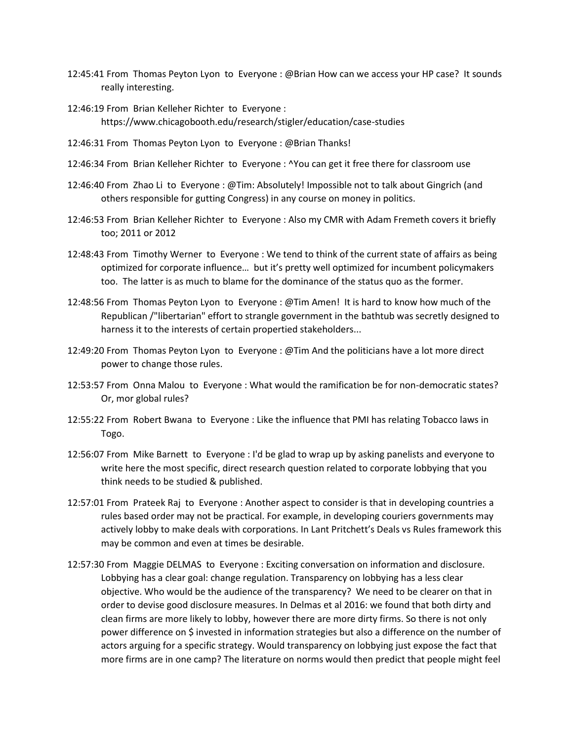12:45:41 From Thomas Peyton Lyon to Everyone : @Brian How can we access your HP case? It sounds really interesting.

12:46:19 From Brian Kelleher Richter to Everyone : https://www.chicagobooth.edu/research/stigler/education/case-studies

12:46:31 From Thomas Peyton Lyon to Everyone : @Brian Thanks!

12:46:34 From Brian Kelleher Richter to Everyone : ^You can get it free there for classroom use

12:46:40 From Zhao Li to Everyone : @Tim: Absolutely! Impossible not to talk about Gingrich (and others responsible for gutting Congress) in any course on money in politics.

12:46:53 From Brian Kelleher Richter to Everyone : Also my CMR with Adam Fremeth covers it briefly too; 2011 or 2012

12:48:43 From Timothy Werner to Everyone : We tend to think of the current state of affairs as being optimized for corporate influence… but it's pretty well optimized for incumbent policymakers too. The latter is as much to blame for the dominance of the status quo as the former.

12:48:56 From Thomas Peyton Lyon to Everyone : @Tim Amen! It is hard to know how much of the Republican /"libertarian" effort to strangle government in the bathtub was secretly designed to harness it to the interests of certain propertied stakeholders...

12:49:20 From Thomas Peyton Lyon to Everyone : @Tim And the politicians have a lot more direct power to change those rules.

12:53:57 From Onna Malou to Everyone : What would the ramification be for non-democratic states? Or, mor global rules?

12:55:22 From Robert Bwana to Everyone : Like the influence that PMI has relating Tobacco laws in Togo.

12:56:07 From Mike Barnett to Everyone : I'd be glad to wrap up by asking panelists and everyone to write here the most specific, direct research question related to corporate lobbying that you think needs to be studied & published.

12:57:01 From Prateek Raj to Everyone : Another aspect to consider is that in developing countries a rules based order may not be practical. For example, in developing couriers governments may actively lobby to make deals with corporations. In Lant Pritchett's Deals vs Rules framework this may be common and even at times be desirable.

12:57:30 From Maggie DELMAS to Everyone : Exciting conversation on information and disclosure. Lobbying has a clear goal: change regulation. Transparency on lobbying has a less clear objective. Who would be the audience of the transparency? We need to be clearer on that in order to devise good disclosure measures. In Delmas et al 2016: we found that both dirty and clean firms are more likely to lobby, however there are more dirty firms. So there is not only power difference on $ invested in information strategies but also a difference on the number of actors arguing for a specific strategy. Would transparency on lobbying just expose the fact that more firms are in one camp? The literature on norms would then predict that people might feel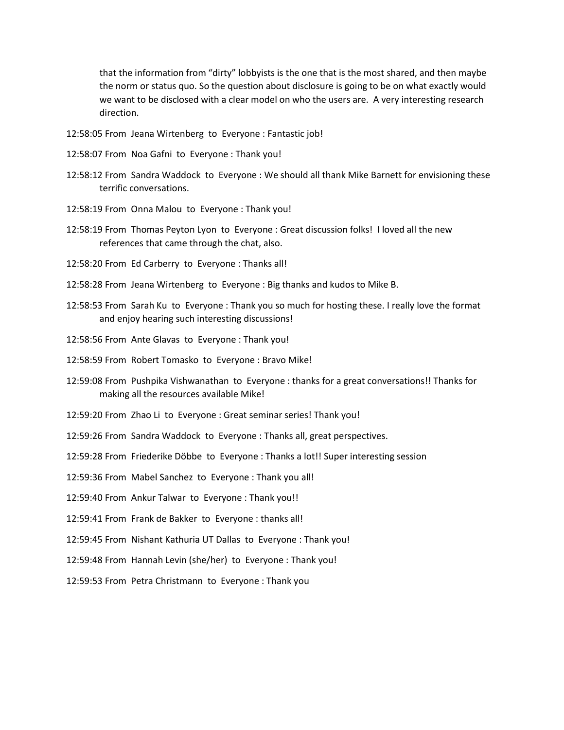that the information from "dirty" lobbyists is the one that is the most shared, and then maybe the norm or status quo. So the question about disclosure is going to be on what exactly would we want to be disclosed with a clear model on who the users are. A very interesting research direction.

12:58:05 From Jeana Wirtenberg to Everyone : Fantastic job!

12:58:07 From Noa Gafni to Everyone : Thank you!

12:58:12 From Sandra Waddock to Everyone : We should all thank Mike Barnett for envisioning these terrific conversations.

12:58:19 From Onna Malou to Everyone : Thank you!

12:58:19 From Thomas Peyton Lyon to Everyone : Great discussion folks! I loved all the new references that came through the chat, also.

12:58:20 From Ed Carberry to Everyone : Thanks all!

12:58:28 From Jeana Wirtenberg to Everyone : Big thanks and kudos to Mike B.

12:58:53 From Sarah Ku to Everyone : Thank you so much for hosting these. I really love the format and enjoy hearing such interesting discussions!

12:58:56 From Ante Glavas to Everyone : Thank you!

12:58:59 From Robert Tomasko to Everyone : Bravo Mike!

12:59:08 From Pushpika Vishwanathan to Everyone : thanks for a great conversations!! Thanks for making all the resources available Mike!

12:59:20 From Zhao Li to Everyone : Great seminar series! Thank you!

12:59:26 From Sandra Waddock to Everyone : Thanks all, great perspectives.

12:59:28 From Friederike Döbbe to Everyone : Thanks a lot!! Super interesting session

12:59:36 From Mabel Sanchez to Everyone : Thank you all!

12:59:40 From Ankur Talwar to Everyone : Thank you!!

12:59:41 From Frank de Bakker to Everyone : thanks all!

12:59:45 From Nishant Kathuria UT Dallas to Everyone : Thank you!

12:59:48 From Hannah Levin (she/her) to Everyone : Thank you!

12:59:53 From Petra Christmann to Everyone : Thank you